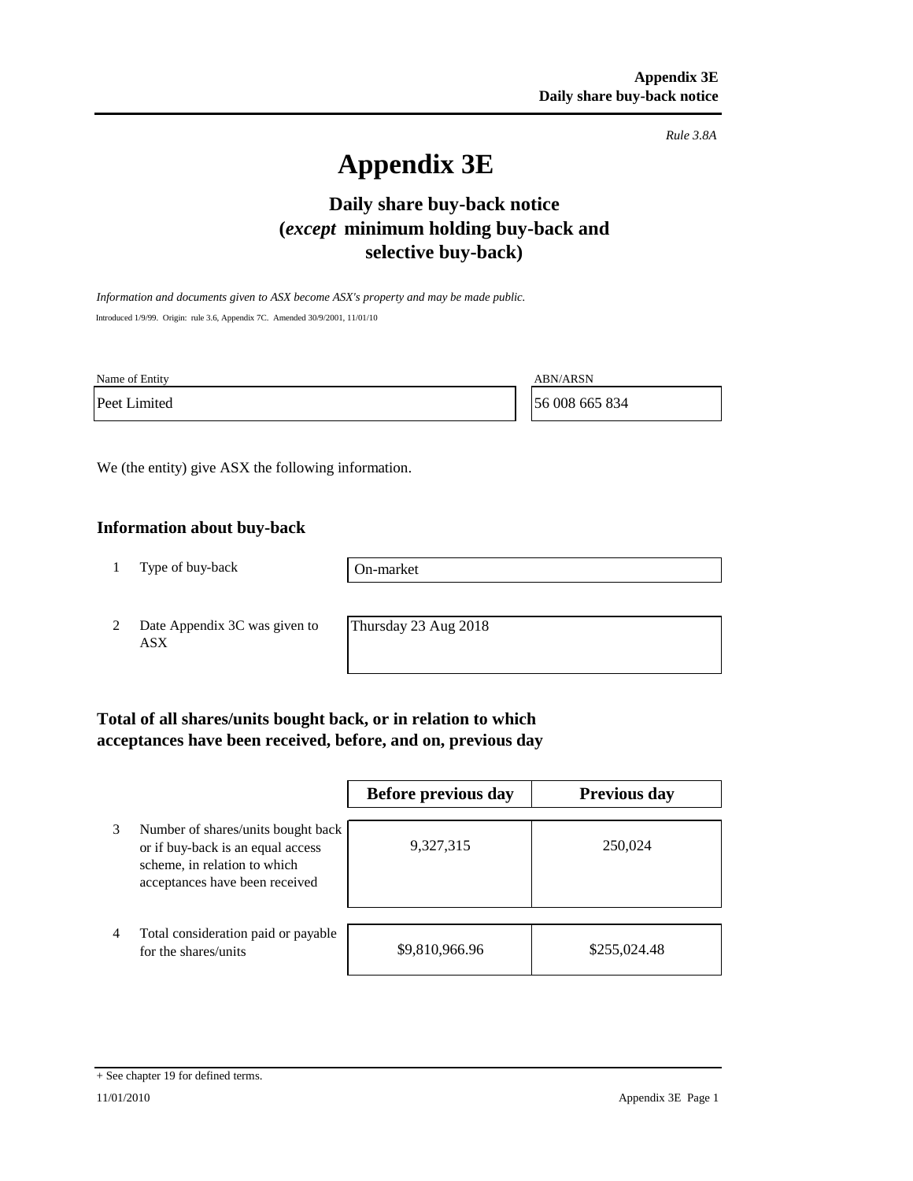*Rule 3.8A*

# Appendix 3E

## Daily share buy-back notice (*except* minimum holding buy-back and selective buy-back)

*Information and documents given to ASX become ASX's property and may be made public.*

Introduced 1/9/99. Origin: rule 3.6, Appendix 7C. Amended 30/9/2001, 11/01/10

| Name of Entity | ABN/ARSN |
| --- | --- |
| Peet Limited | 56 008 665 834 |

We (the entity) give ASX the following information.

### Information about buy-back

| | | |
| --- | --- | --- |
| 1 | Type of buy-back | On-market |
| 2 | Date Appendix 3C was given to ASX | Thursday 23 Aug 2018 |

### Total of all shares/units bought back, or in relation to which acceptances have been received, before, and on, previous day

| | | Before previous day | Previous day |
| --- | --- | --- | --- |
| 3 | Number of shares/units bought back or if buy-back is an equal access scheme, in relation to which acceptances have been received | 9,327,315 | 250,024 |
| 4 | Total consideration paid or payable for the shares/units | $9,810,966.96 | $255,024.48 |

+ See chapter 19 for defined terms.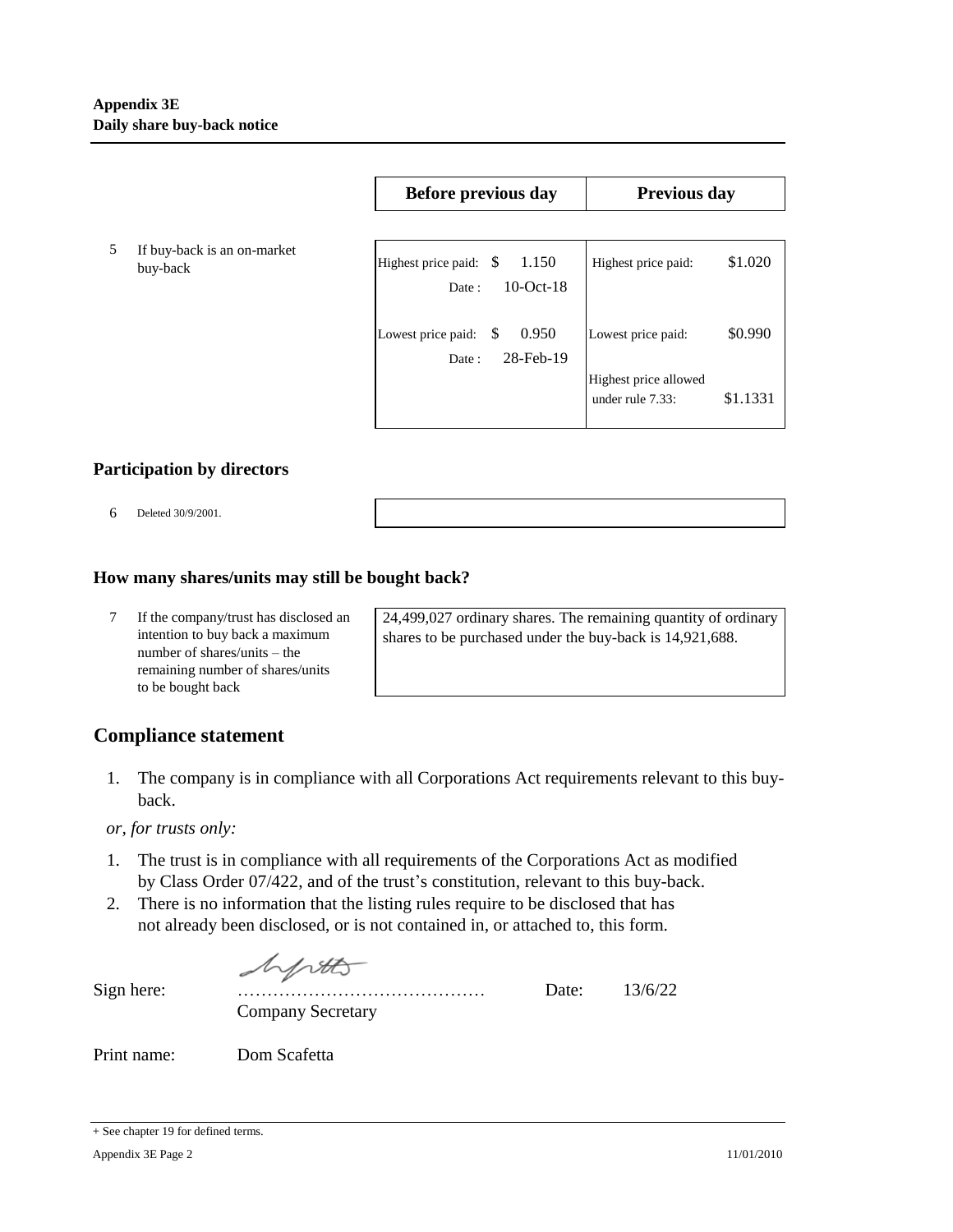**Appendix 3E**
**Daily share buy-back notice**

| | Before previous day | Previous day |
|---|---|---|
| 5 If buy-back is an on-market buy-back | Highest price paid: $ 1.150<br>Date : 10-Oct-18<br><br>Lowest price paid: $ 0.950<br>Date : 28-Feb-19 | Highest price paid: $1.020<br><br>Lowest price paid: $0.990<br><br>Highest price allowed under rule 7.33: $1.1331 |

## Participation by directors

| | |
|---|---|
| 6 Deleted 30/9/2001. | |

## How many shares/units may still be bought back?

| | |
|---|---|
| 7 If the company/trust has disclosed an intention to buy back a maximum number of shares/units – the remaining number of shares/units to be bought back | 24,499,027 ordinary shares. The remaining quantity of ordinary shares to be purchased under the buy-back is 14,921,688. |

## Compliance statement

1. The company is in compliance with all Corporations Act requirements relevant to this buy-back.

*or, for trusts only:*

1. The trust is in compliance with all requirements of the Corporations Act as modified by Class Order 07/422, and of the trust's constitution, relevant to this buy-back.
2. There is no information that the listing rules require to be disclosed that has not already been disclosed, or is not contained in, or attached to, this form.

Sign here: ……………………………………  Date: 13/6/22
Company Secretary

Print name: Dom Scafetta

+ See chapter 19 for defined terms.